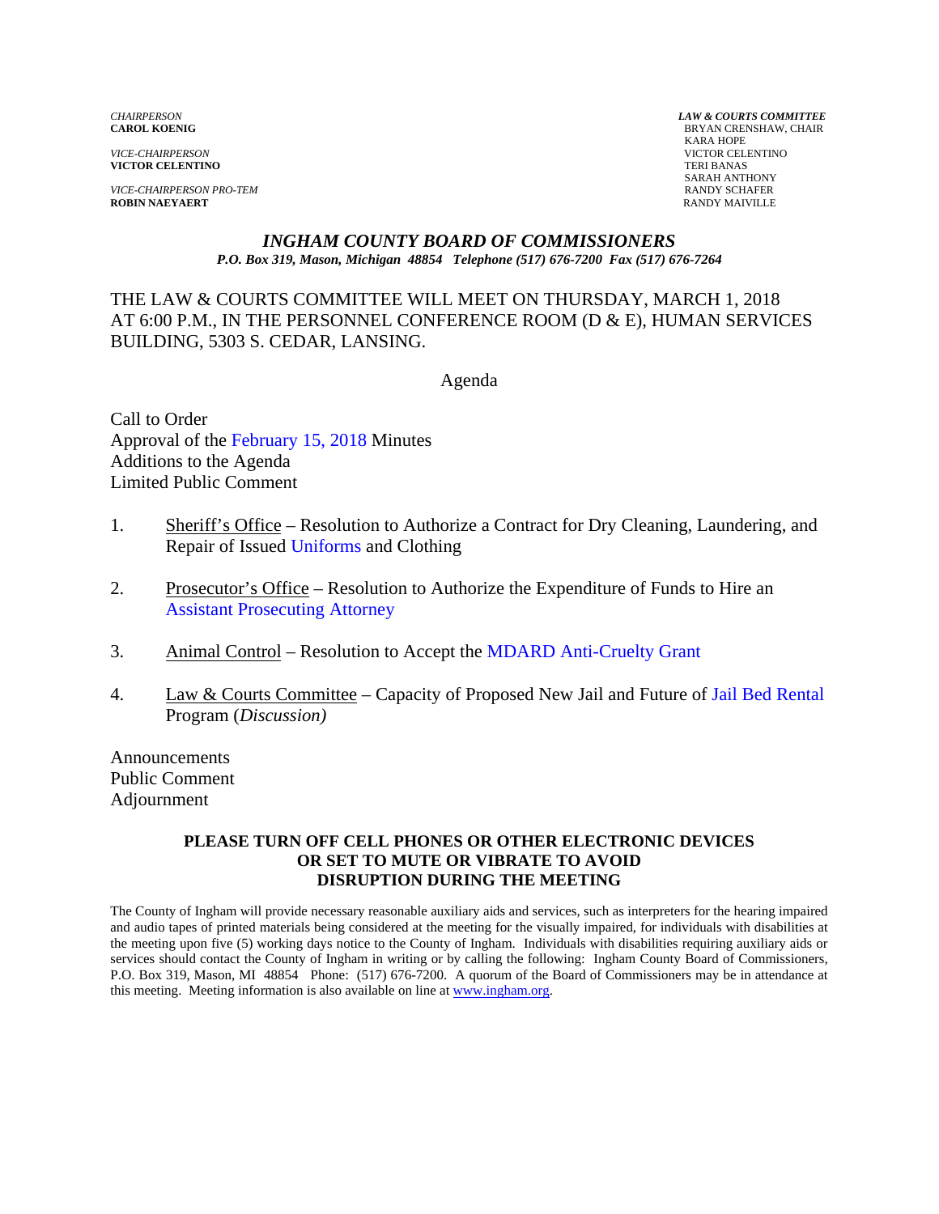*CHAIRPERSON*
**CAROL KOENIG**

*VICE-CHAIRPERSON*
**VICTOR CELENTINO**

*VICE-CHAIRPERSON PRO-TEM*
**ROBIN NAEYAERT**

***LAW & COURTS COMMITTEE***
BRYAN CRENSHAW, CHAIR
KARA HOPE
VICTOR CELENTINO
TERI BANAS
SARAH ANTHONY
RANDY SCHAFER
RANDY MAIVILLE

## *INGHAM COUNTY BOARD OF COMMISSIONERS*

***P.O. Box 319, Mason, Michigan 48854 Telephone (517) 676-7200 Fax (517) 676-7264***

THE LAW & COURTS COMMITTEE WILL MEET ON THURSDAY, MARCH 1, 2018 AT 6:00 P.M., IN THE PERSONNEL CONFERENCE ROOM (D & E), HUMAN SERVICES BUILDING, 5303 S. CEDAR, LANSING.

Agenda

Call to Order
Approval of the February 15, 2018 Minutes
Additions to the Agenda
Limited Public Comment

1. Sheriff's Office – Resolution to Authorize a Contract for Dry Cleaning, Laundering, and Repair of Issued Uniforms and Clothing

2. Prosecutor's Office – Resolution to Authorize the Expenditure of Funds to Hire an Assistant Prosecuting Attorney

3. Animal Control – Resolution to Accept the MDARD Anti-Cruelty Grant

4. Law & Courts Committee – Capacity of Proposed New Jail and Future of Jail Bed Rental Program (*Discussion)*

Announcements
Public Comment
Adjournment

**PLEASE TURN OFF CELL PHONES OR OTHER ELECTRONIC DEVICES OR SET TO MUTE OR VIBRATE TO AVOID DISRUPTION DURING THE MEETING**

The County of Ingham will provide necessary reasonable auxiliary aids and services, such as interpreters for the hearing impaired and audio tapes of printed materials being considered at the meeting for the visually impaired, for individuals with disabilities at the meeting upon five (5) working days notice to the County of Ingham. Individuals with disabilities requiring auxiliary aids or services should contact the County of Ingham in writing or by calling the following: Ingham County Board of Commissioners, P.O. Box 319, Mason, MI 48854 Phone: (517) 676-7200. A quorum of the Board of Commissioners may be in attendance at this meeting. Meeting information is also available on line at www.ingham.org.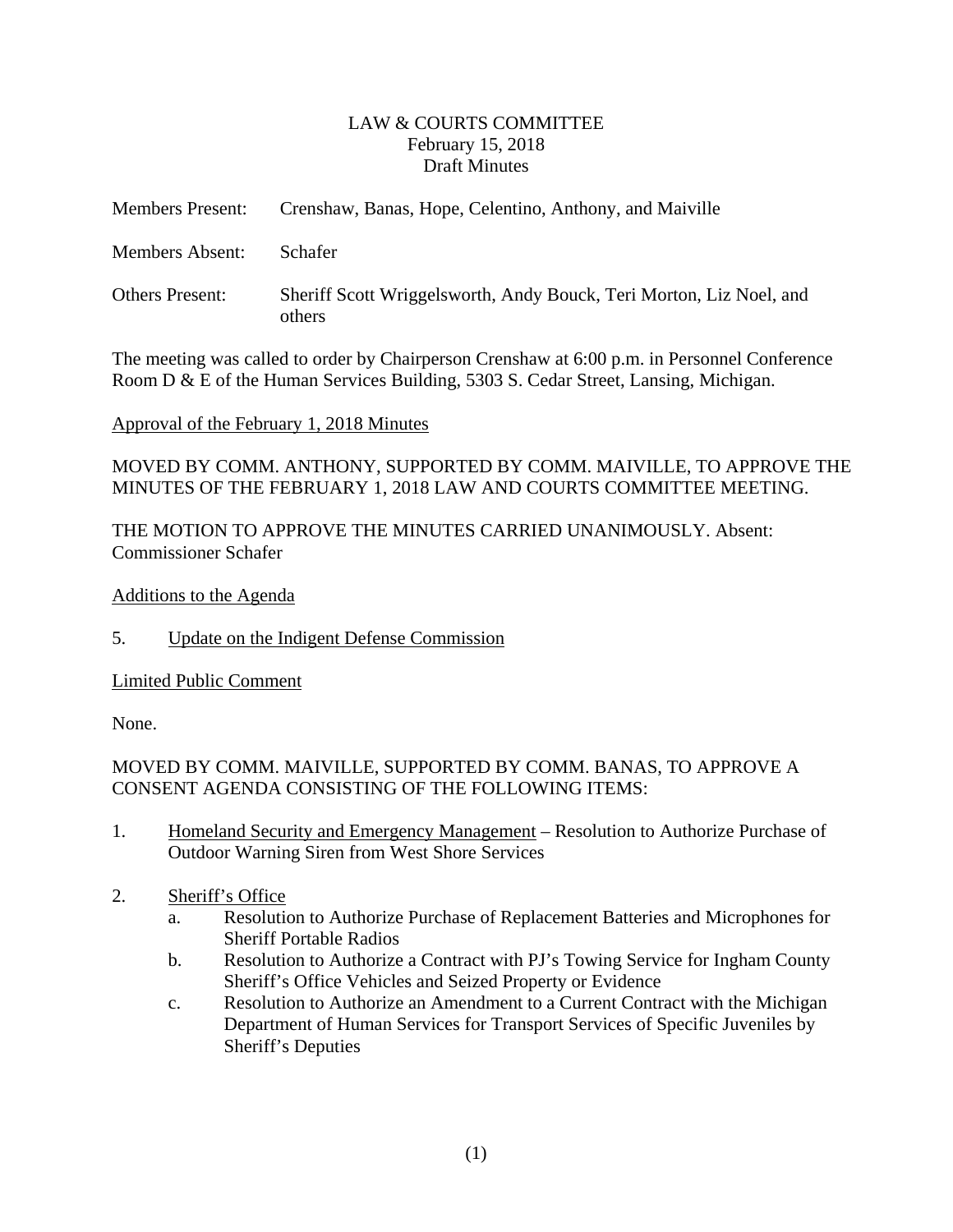# LAW & COURTS COMMITTEE
February 15, 2018
Draft Minutes

Members Present: Crenshaw, Banas, Hope, Celentino, Anthony, and Maiville

Members Absent: Schafer

Others Present: Sheriff Scott Wriggelsworth, Andy Bouck, Teri Morton, Liz Noel, and others

The meeting was called to order by Chairperson Crenshaw at 6:00 p.m. in Personnel Conference Room D & E of the Human Services Building, 5303 S. Cedar Street, Lansing, Michigan.

Approval of the February 1, 2018 Minutes

MOVED BY COMM. ANTHONY, SUPPORTED BY COMM. MAIVILLE, TO APPROVE THE MINUTES OF THE FEBRUARY 1, 2018 LAW AND COURTS COMMITTEE MEETING.

THE MOTION TO APPROVE THE MINUTES CARRIED UNANIMOUSLY. Absent: Commissioner Schafer

Additions to the Agenda

5. Update on the Indigent Defense Commission

Limited Public Comment

None.

MOVED BY COMM. MAIVILLE, SUPPORTED BY COMM. BANAS, TO APPROVE A CONSENT AGENDA CONSISTING OF THE FOLLOWING ITEMS:

1. Homeland Security and Emergency Management – Resolution to Authorize Purchase of Outdoor Warning Siren from West Shore Services

2. Sheriff's Office
   a. Resolution to Authorize Purchase of Replacement Batteries and Microphones for Sheriff Portable Radios
   b. Resolution to Authorize a Contract with PJ's Towing Service for Ingham County Sheriff's Office Vehicles and Seized Property or Evidence
   c. Resolution to Authorize an Amendment to a Current Contract with the Michigan Department of Human Services for Transport Services of Specific Juveniles by Sheriff's Deputies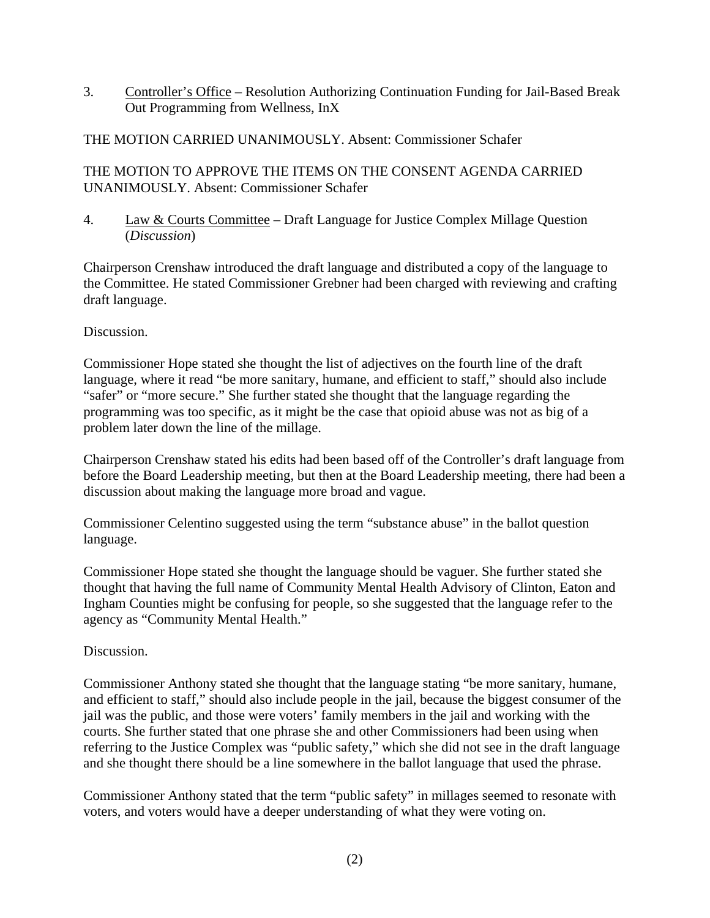3. Controller's Office – Resolution Authorizing Continuation Funding for Jail-Based Break Out Programming from Wellness, InX

THE MOTION CARRIED UNANIMOUSLY. Absent: Commissioner Schafer

THE MOTION TO APPROVE THE ITEMS ON THE CONSENT AGENDA CARRIED UNANIMOUSLY. Absent: Commissioner Schafer

4. Law & Courts Committee – Draft Language for Justice Complex Millage Question (*Discussion*)

Chairperson Crenshaw introduced the draft language and distributed a copy of the language to the Committee. He stated Commissioner Grebner had been charged with reviewing and crafting draft language.

Discussion.

Commissioner Hope stated she thought the list of adjectives on the fourth line of the draft language, where it read "be more sanitary, humane, and efficient to staff," should also include "safer" or "more secure." She further stated she thought that the language regarding the programming was too specific, as it might be the case that opioid abuse was not as big of a problem later down the line of the millage.

Chairperson Crenshaw stated his edits had been based off of the Controller's draft language from before the Board Leadership meeting, but then at the Board Leadership meeting, there had been a discussion about making the language more broad and vague.

Commissioner Celentino suggested using the term "substance abuse" in the ballot question language.

Commissioner Hope stated she thought the language should be vaguer. She further stated she thought that having the full name of Community Mental Health Advisory of Clinton, Eaton and Ingham Counties might be confusing for people, so she suggested that the language refer to the agency as "Community Mental Health."

Discussion.

Commissioner Anthony stated she thought that the language stating "be more sanitary, humane, and efficient to staff," should also include people in the jail, because the biggest consumer of the jail was the public, and those were voters' family members in the jail and working with the courts. She further stated that one phrase she and other Commissioners had been using when referring to the Justice Complex was "public safety," which she did not see in the draft language and she thought there should be a line somewhere in the ballot language that used the phrase.

Commissioner Anthony stated that the term "public safety" in millages seemed to resonate with voters, and voters would have a deeper understanding of what they were voting on.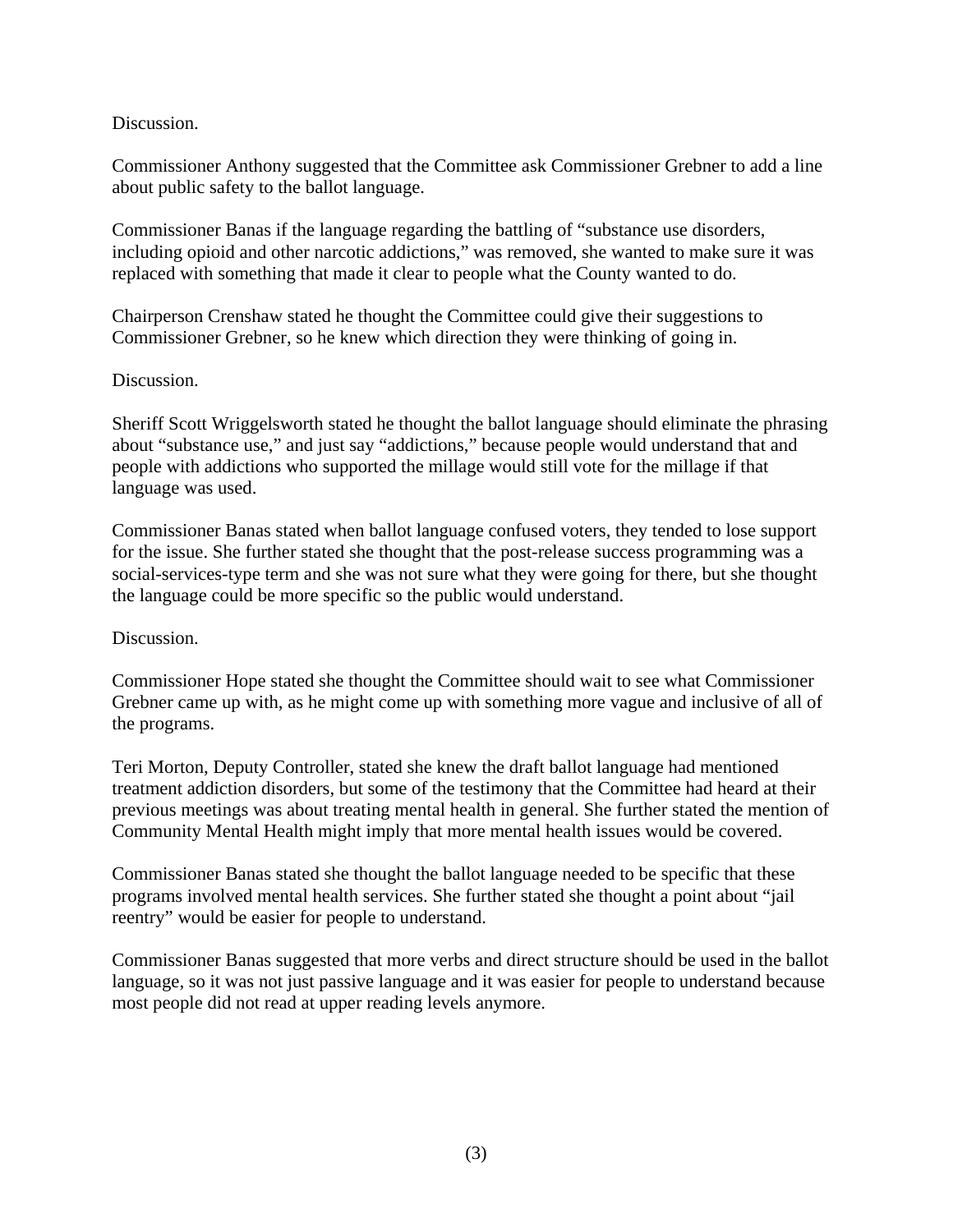Discussion.

Commissioner Anthony suggested that the Committee ask Commissioner Grebner to add a line about public safety to the ballot language.

Commissioner Banas if the language regarding the battling of "substance use disorders, including opioid and other narcotic addictions," was removed, she wanted to make sure it was replaced with something that made it clear to people what the County wanted to do.

Chairperson Crenshaw stated he thought the Committee could give their suggestions to Commissioner Grebner, so he knew which direction they were thinking of going in.

Discussion.

Sheriff Scott Wriggelsworth stated he thought the ballot language should eliminate the phrasing about "substance use," and just say "addictions," because people would understand that and people with addictions who supported the millage would still vote for the millage if that language was used.

Commissioner Banas stated when ballot language confused voters, they tended to lose support for the issue. She further stated she thought that the post-release success programming was a social-services-type term and she was not sure what they were going for there, but she thought the language could be more specific so the public would understand.

Discussion.

Commissioner Hope stated she thought the Committee should wait to see what Commissioner Grebner came up with, as he might come up with something more vague and inclusive of all of the programs.

Teri Morton, Deputy Controller, stated she knew the draft ballot language had mentioned treatment addiction disorders, but some of the testimony that the Committee had heard at their previous meetings was about treating mental health in general. She further stated the mention of Community Mental Health might imply that more mental health issues would be covered.

Commissioner Banas stated she thought the ballot language needed to be specific that these programs involved mental health services. She further stated she thought a point about "jail reentry" would be easier for people to understand.

Commissioner Banas suggested that more verbs and direct structure should be used in the ballot language, so it was not just passive language and it was easier for people to understand because most people did not read at upper reading levels anymore.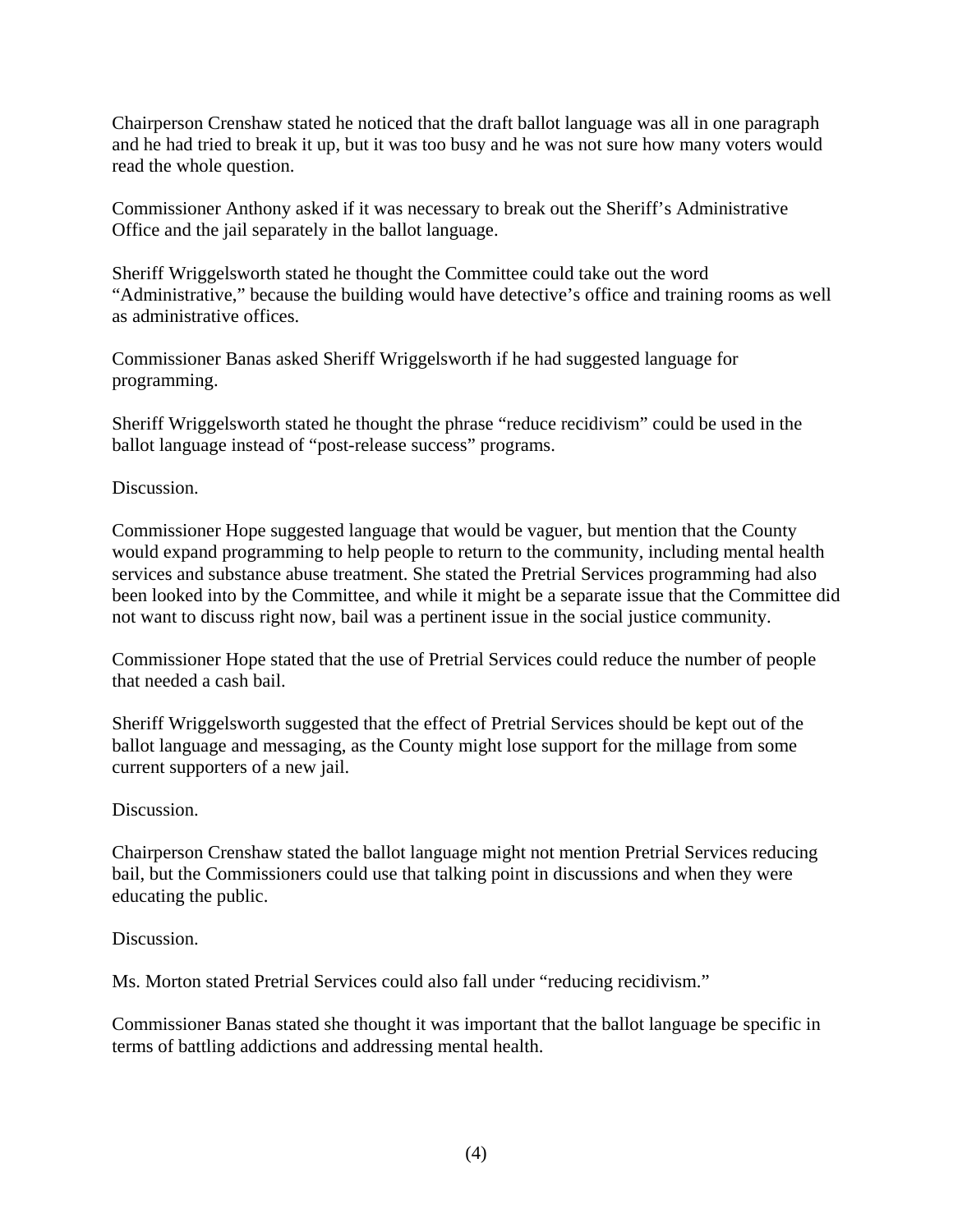Chairperson Crenshaw stated he noticed that the draft ballot language was all in one paragraph and he had tried to break it up, but it was too busy and he was not sure how many voters would read the whole question.

Commissioner Anthony asked if it was necessary to break out the Sheriff's Administrative Office and the jail separately in the ballot language.

Sheriff Wriggelsworth stated he thought the Committee could take out the word "Administrative," because the building would have detective's office and training rooms as well as administrative offices.

Commissioner Banas asked Sheriff Wriggelsworth if he had suggested language for programming.

Sheriff Wriggelsworth stated he thought the phrase "reduce recidivism" could be used in the ballot language instead of "post-release success" programs.

Discussion.

Commissioner Hope suggested language that would be vaguer, but mention that the County would expand programming to help people to return to the community, including mental health services and substance abuse treatment. She stated the Pretrial Services programming had also been looked into by the Committee, and while it might be a separate issue that the Committee did not want to discuss right now, bail was a pertinent issue in the social justice community.

Commissioner Hope stated that the use of Pretrial Services could reduce the number of people that needed a cash bail.

Sheriff Wriggelsworth suggested that the effect of Pretrial Services should be kept out of the ballot language and messaging, as the County might lose support for the millage from some current supporters of a new jail.

Discussion.

Chairperson Crenshaw stated the ballot language might not mention Pretrial Services reducing bail, but the Commissioners could use that talking point in discussions and when they were educating the public.

Discussion.

Ms. Morton stated Pretrial Services could also fall under "reducing recidivism."

Commissioner Banas stated she thought it was important that the ballot language be specific in terms of battling addictions and addressing mental health.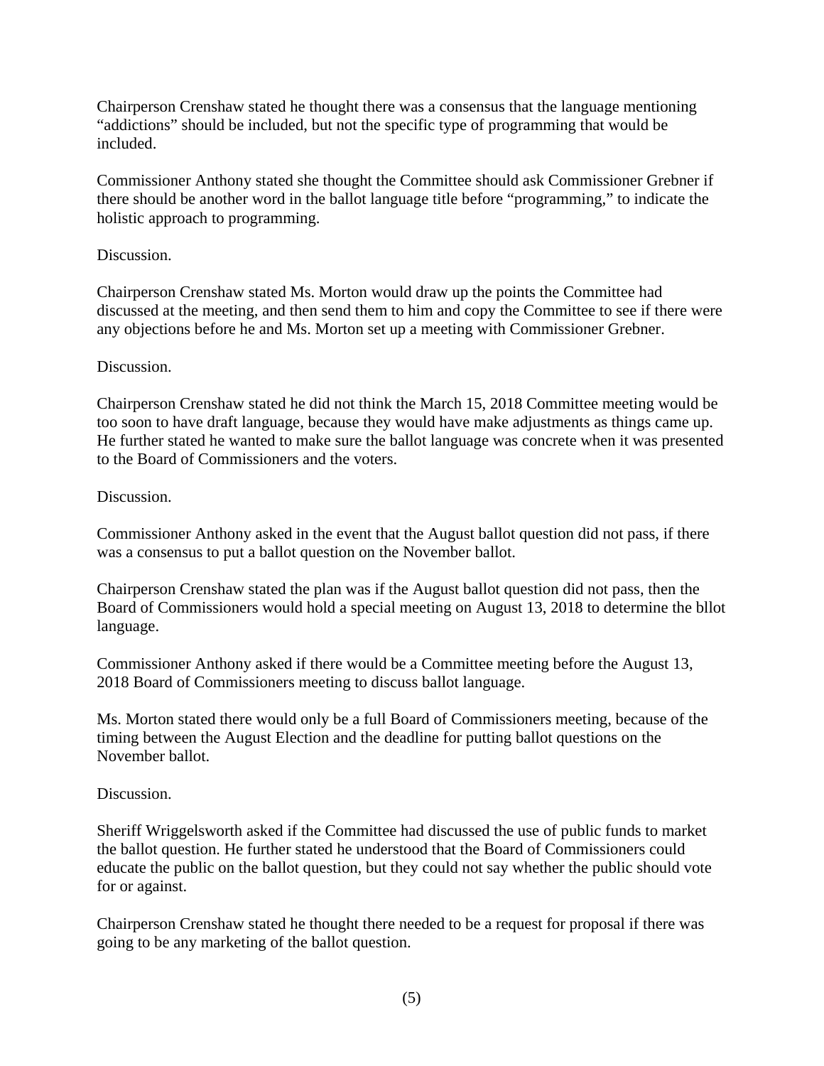Chairperson Crenshaw stated he thought there was a consensus that the language mentioning "addictions" should be included, but not the specific type of programming that would be included.

Commissioner Anthony stated she thought the Committee should ask Commissioner Grebner if there should be another word in the ballot language title before "programming," to indicate the holistic approach to programming.

Discussion.

Chairperson Crenshaw stated Ms. Morton would draw up the points the Committee had discussed at the meeting, and then send them to him and copy the Committee to see if there were any objections before he and Ms. Morton set up a meeting with Commissioner Grebner.

Discussion.

Chairperson Crenshaw stated he did not think the March 15, 2018 Committee meeting would be too soon to have draft language, because they would have make adjustments as things came up. He further stated he wanted to make sure the ballot language was concrete when it was presented to the Board of Commissioners and the voters.

Discussion.

Commissioner Anthony asked in the event that the August ballot question did not pass, if there was a consensus to put a ballot question on the November ballot.

Chairperson Crenshaw stated the plan was if the August ballot question did not pass, then the Board of Commissioners would hold a special meeting on August 13, 2018 to determine the bllot language.

Commissioner Anthony asked if there would be a Committee meeting before the August 13, 2018 Board of Commissioners meeting to discuss ballot language.

Ms. Morton stated there would only be a full Board of Commissioners meeting, because of the timing between the August Election and the deadline for putting ballot questions on the November ballot.

Discussion.

Sheriff Wriggelsworth asked if the Committee had discussed the use of public funds to market the ballot question. He further stated he understood that the Board of Commissioners could educate the public on the ballot question, but they could not say whether the public should vote for or against.

Chairperson Crenshaw stated he thought there needed to be a request for proposal if there was going to be any marketing of the ballot question.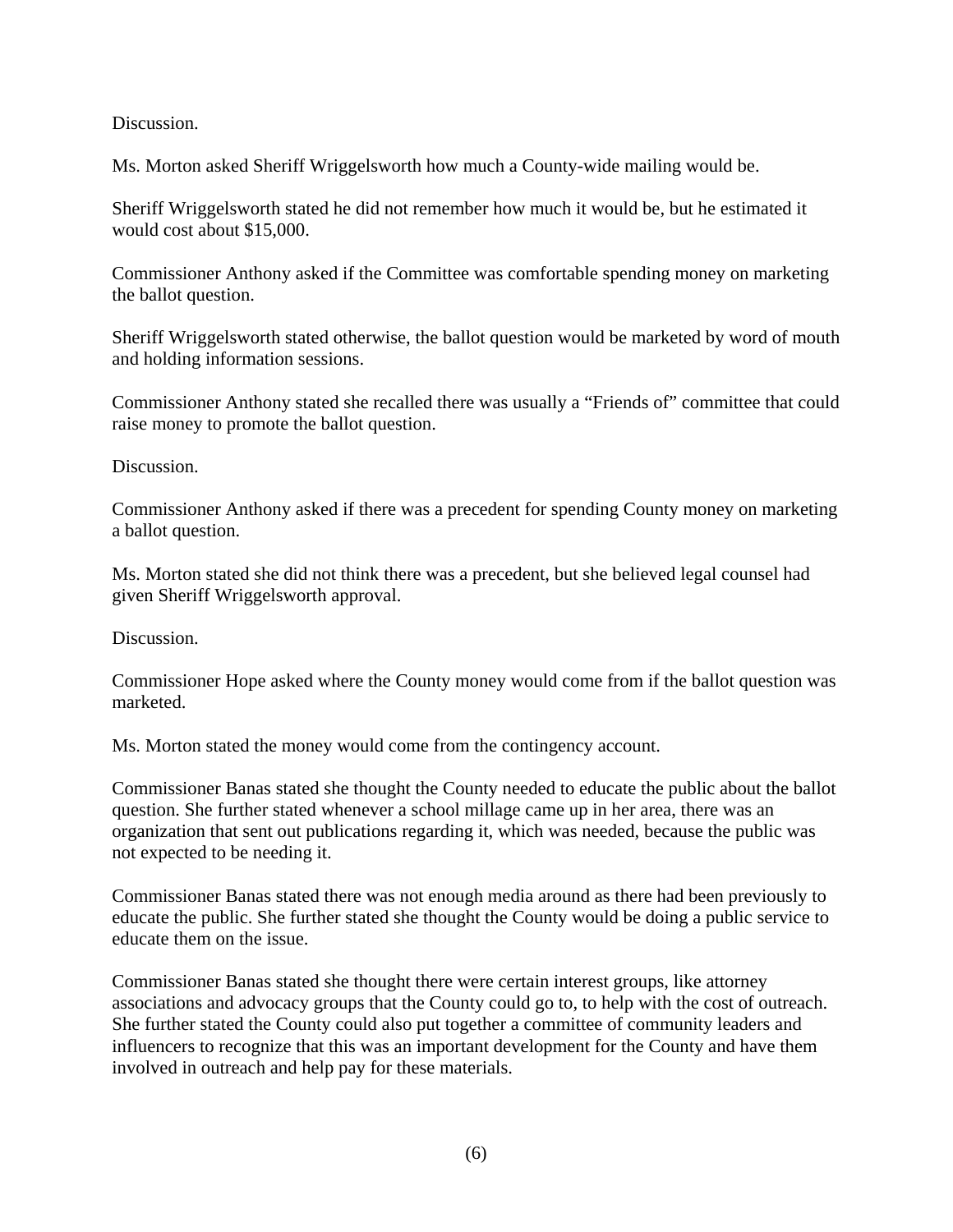Discussion.

Ms. Morton asked Sheriff Wriggelsworth how much a County-wide mailing would be.

Sheriff Wriggelsworth stated he did not remember how much it would be, but he estimated it would cost about $15,000.

Commissioner Anthony asked if the Committee was comfortable spending money on marketing the ballot question.

Sheriff Wriggelsworth stated otherwise, the ballot question would be marketed by word of mouth and holding information sessions.

Commissioner Anthony stated she recalled there was usually a "Friends of" committee that could raise money to promote the ballot question.

Discussion.

Commissioner Anthony asked if there was a precedent for spending County money on marketing a ballot question.

Ms. Morton stated she did not think there was a precedent, but she believed legal counsel had given Sheriff Wriggelsworth approval.

Discussion.

Commissioner Hope asked where the County money would come from if the ballot question was marketed.

Ms. Morton stated the money would come from the contingency account.

Commissioner Banas stated she thought the County needed to educate the public about the ballot question. She further stated whenever a school millage came up in her area, there was an organization that sent out publications regarding it, which was needed, because the public was not expected to be needing it.

Commissioner Banas stated there was not enough media around as there had been previously to educate the public. She further stated she thought the County would be doing a public service to educate them on the issue.

Commissioner Banas stated she thought there were certain interest groups, like attorney associations and advocacy groups that the County could go to, to help with the cost of outreach. She further stated the County could also put together a committee of community leaders and influencers to recognize that this was an important development for the County and have them involved in outreach and help pay for these materials.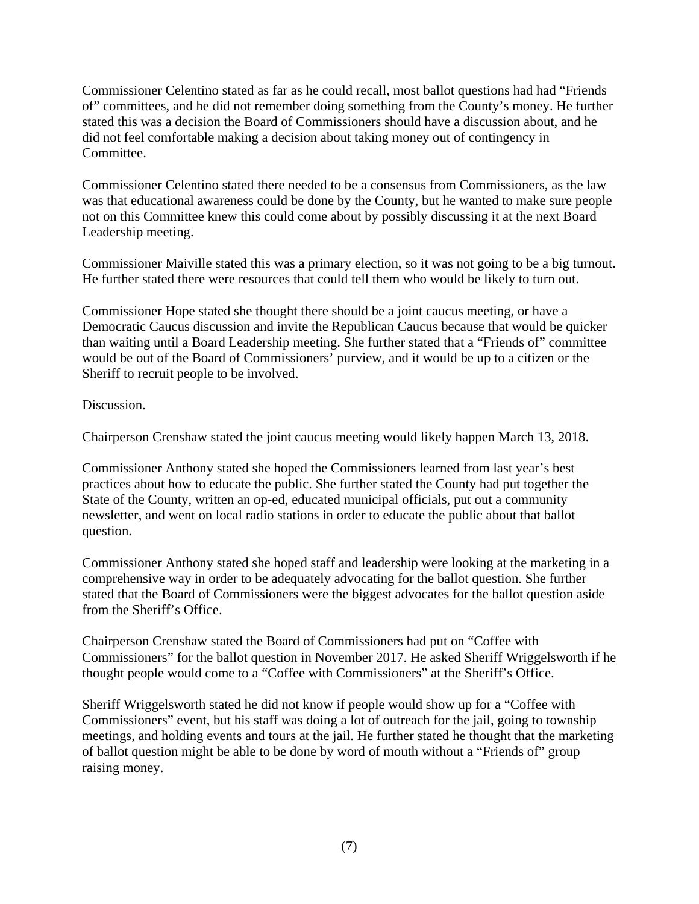Commissioner Celentino stated as far as he could recall, most ballot questions had had "Friends of" committees, and he did not remember doing something from the County's money. He further stated this was a decision the Board of Commissioners should have a discussion about, and he did not feel comfortable making a decision about taking money out of contingency in Committee.

Commissioner Celentino stated there needed to be a consensus from Commissioners, as the law was that educational awareness could be done by the County, but he wanted to make sure people not on this Committee knew this could come about by possibly discussing it at the next Board Leadership meeting.

Commissioner Maiville stated this was a primary election, so it was not going to be a big turnout. He further stated there were resources that could tell them who would be likely to turn out.

Commissioner Hope stated she thought there should be a joint caucus meeting, or have a Democratic Caucus discussion and invite the Republican Caucus because that would be quicker than waiting until a Board Leadership meeting. She further stated that a "Friends of" committee would be out of the Board of Commissioners' purview, and it would be up to a citizen or the Sheriff to recruit people to be involved.

Discussion.

Chairperson Crenshaw stated the joint caucus meeting would likely happen March 13, 2018.

Commissioner Anthony stated she hoped the Commissioners learned from last year's best practices about how to educate the public. She further stated the County had put together the State of the County, written an op-ed, educated municipal officials, put out a community newsletter, and went on local radio stations in order to educate the public about that ballot question.

Commissioner Anthony stated she hoped staff and leadership were looking at the marketing in a comprehensive way in order to be adequately advocating for the ballot question. She further stated that the Board of Commissioners were the biggest advocates for the ballot question aside from the Sheriff's Office.

Chairperson Crenshaw stated the Board of Commissioners had put on "Coffee with Commissioners" for the ballot question in November 2017. He asked Sheriff Wriggelsworth if he thought people would come to a "Coffee with Commissioners" at the Sheriff's Office.

Sheriff Wriggelsworth stated he did not know if people would show up for a "Coffee with Commissioners" event, but his staff was doing a lot of outreach for the jail, going to township meetings, and holding events and tours at the jail. He further stated he thought that the marketing of ballot question might be able to be done by word of mouth without a "Friends of" group raising money.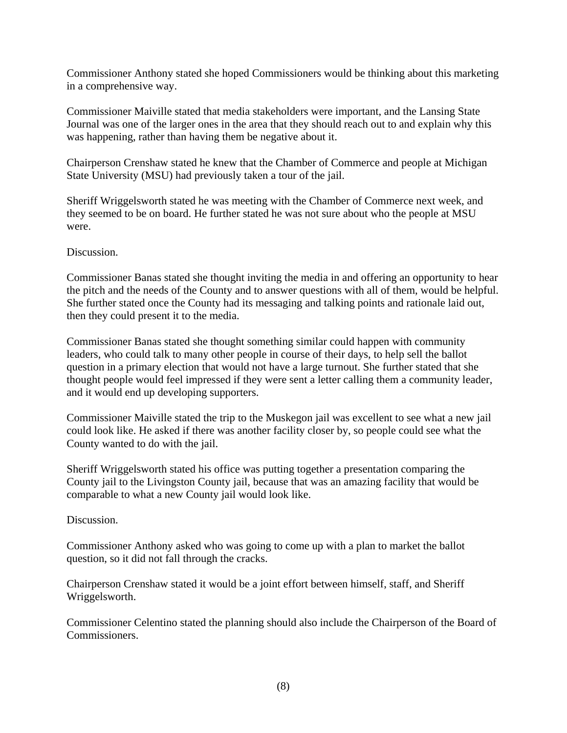Commissioner Anthony stated she hoped Commissioners would be thinking about this marketing in a comprehensive way.

Commissioner Maiville stated that media stakeholders were important, and the Lansing State Journal was one of the larger ones in the area that they should reach out to and explain why this was happening, rather than having them be negative about it.

Chairperson Crenshaw stated he knew that the Chamber of Commerce and people at Michigan State University (MSU) had previously taken a tour of the jail.

Sheriff Wriggelsworth stated he was meeting with the Chamber of Commerce next week, and they seemed to be on board. He further stated he was not sure about who the people at MSU were.

Discussion.

Commissioner Banas stated she thought inviting the media in and offering an opportunity to hear the pitch and the needs of the County and to answer questions with all of them, would be helpful. She further stated once the County had its messaging and talking points and rationale laid out, then they could present it to the media.

Commissioner Banas stated she thought something similar could happen with community leaders, who could talk to many other people in course of their days, to help sell the ballot question in a primary election that would not have a large turnout. She further stated that she thought people would feel impressed if they were sent a letter calling them a community leader, and it would end up developing supporters.

Commissioner Maiville stated the trip to the Muskegon jail was excellent to see what a new jail could look like. He asked if there was another facility closer by, so people could see what the County wanted to do with the jail.

Sheriff Wriggelsworth stated his office was putting together a presentation comparing the County jail to the Livingston County jail, because that was an amazing facility that would be comparable to what a new County jail would look like.

Discussion.

Commissioner Anthony asked who was going to come up with a plan to market the ballot question, so it did not fall through the cracks.

Chairperson Crenshaw stated it would be a joint effort between himself, staff, and Sheriff Wriggelsworth.

Commissioner Celentino stated the planning should also include the Chairperson of the Board of Commissioners.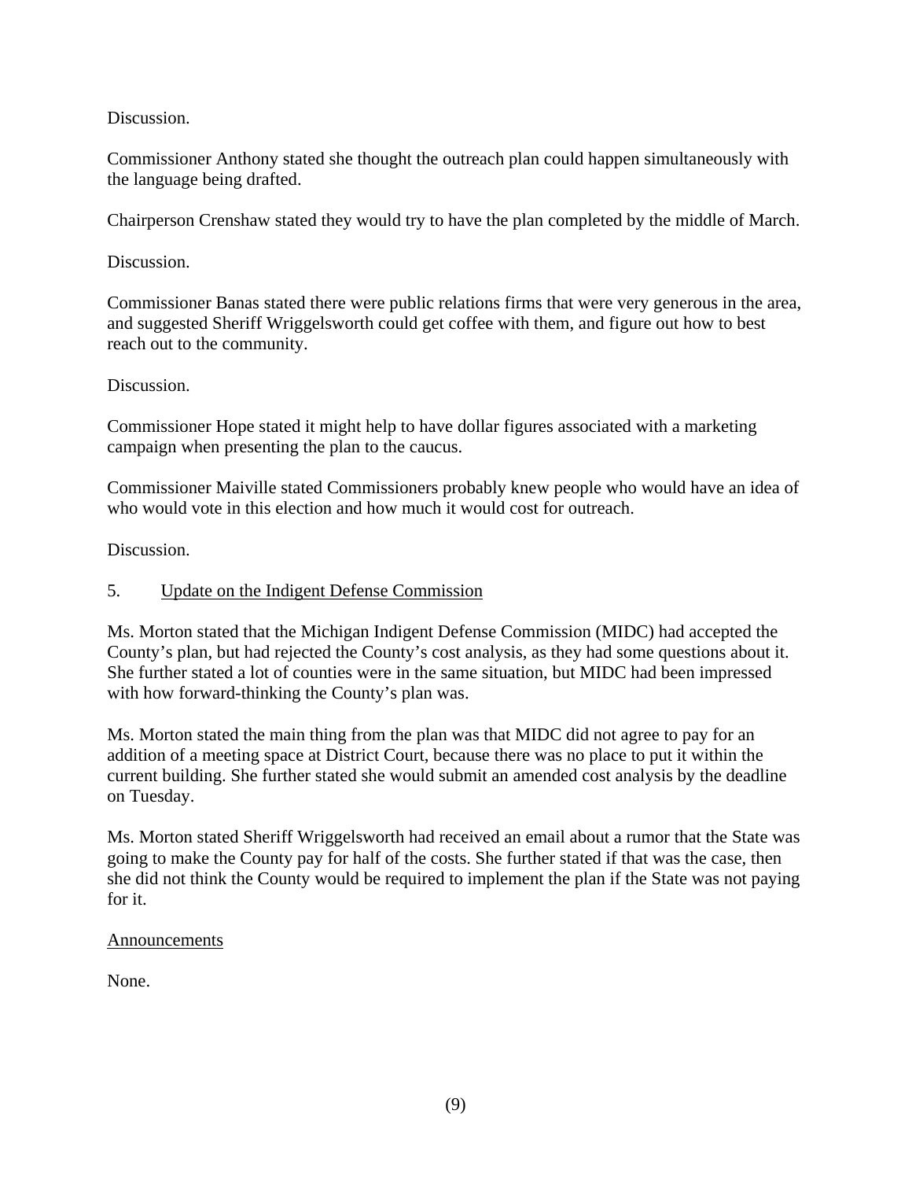Discussion.

Commissioner Anthony stated she thought the outreach plan could happen simultaneously with the language being drafted.

Chairperson Crenshaw stated they would try to have the plan completed by the middle of March.

Discussion.

Commissioner Banas stated there were public relations firms that were very generous in the area, and suggested Sheriff Wriggelsworth could get coffee with them, and figure out how to best reach out to the community.

Discussion.

Commissioner Hope stated it might help to have dollar figures associated with a marketing campaign when presenting the plan to the caucus.

Commissioner Maiville stated Commissioners probably knew people who would have an idea of who would vote in this election and how much it would cost for outreach.

Discussion.

5. Update on the Indigent Defense Commission

Ms. Morton stated that the Michigan Indigent Defense Commission (MIDC) had accepted the County's plan, but had rejected the County's cost analysis, as they had some questions about it. She further stated a lot of counties were in the same situation, but MIDC had been impressed with how forward-thinking the County's plan was.

Ms. Morton stated the main thing from the plan was that MIDC did not agree to pay for an addition of a meeting space at District Court, because there was no place to put it within the current building. She further stated she would submit an amended cost analysis by the deadline on Tuesday.

Ms. Morton stated Sheriff Wriggelsworth had received an email about a rumor that the State was going to make the County pay for half of the costs. She further stated if that was the case, then she did not think the County would be required to implement the plan if the State was not paying for it.

Announcements

None.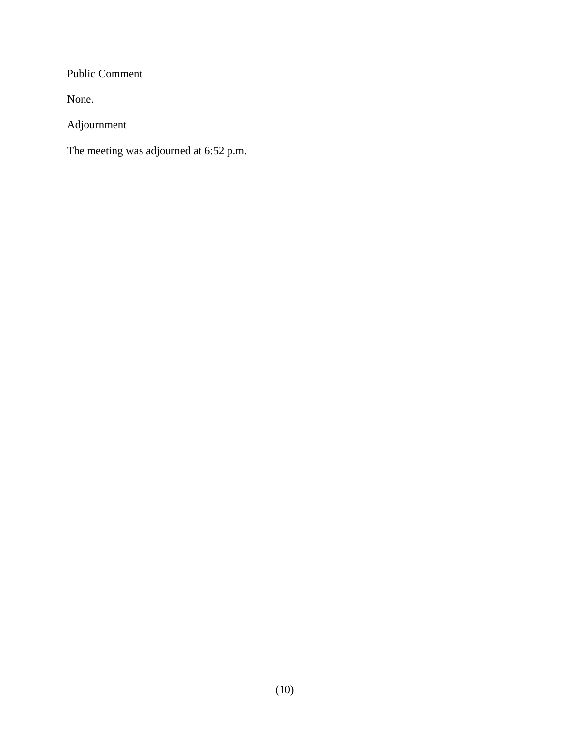Public Comment

None.

Adjournment

The meeting was adjourned at 6:52 p.m.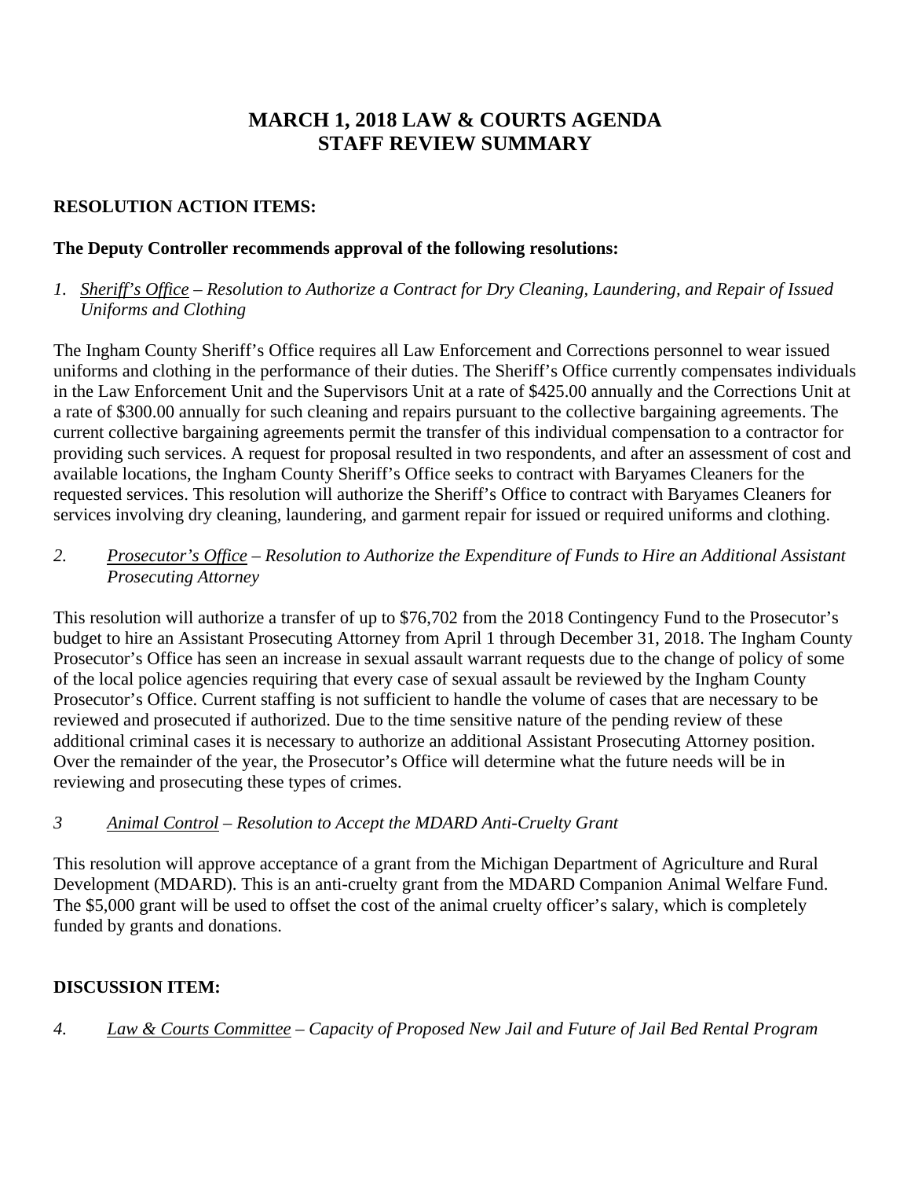# MARCH 1, 2018 LAW & COURTS AGENDA
# STAFF REVIEW SUMMARY

**RESOLUTION ACTION ITEMS:**

**The Deputy Controller recommends approval of the following resolutions:**

1. *Sheriff's Office – Resolution to Authorize a Contract for Dry Cleaning, Laundering, and Repair of Issued Uniforms and Clothing*

The Ingham County Sheriff's Office requires all Law Enforcement and Corrections personnel to wear issued uniforms and clothing in the performance of their duties. The Sheriff's Office currently compensates individuals in the Law Enforcement Unit and the Supervisors Unit at a rate of $425.00 annually and the Corrections Unit at a rate of $300.00 annually for such cleaning and repairs pursuant to the collective bargaining agreements. The current collective bargaining agreements permit the transfer of this individual compensation to a contractor for providing such services. A request for proposal resulted in two respondents, and after an assessment of cost and available locations, the Ingham County Sheriff's Office seeks to contract with Baryames Cleaners for the requested services. This resolution will authorize the Sheriff's Office to contract with Baryames Cleaners for services involving dry cleaning, laundering, and garment repair for issued or required uniforms and clothing.

2. *Prosecutor's Office – Resolution to Authorize the Expenditure of Funds to Hire an Additional Assistant Prosecuting Attorney*

This resolution will authorize a transfer of up to $76,702 from the 2018 Contingency Fund to the Prosecutor's budget to hire an Assistant Prosecuting Attorney from April 1 through December 31, 2018. The Ingham County Prosecutor's Office has seen an increase in sexual assault warrant requests due to the change of policy of some of the local police agencies requiring that every case of sexual assault be reviewed by the Ingham County Prosecutor's Office. Current staffing is not sufficient to handle the volume of cases that are necessary to be reviewed and prosecuted if authorized. Due to the time sensitive nature of the pending review of these additional criminal cases it is necessary to authorize an additional Assistant Prosecuting Attorney position. Over the remainder of the year, the Prosecutor's Office will determine what the future needs will be in reviewing and prosecuting these types of crimes.

3 *Animal Control – Resolution to Accept the MDARD Anti-Cruelty Grant*

This resolution will approve acceptance of a grant from the Michigan Department of Agriculture and Rural Development (MDARD). This is an anti-cruelty grant from the MDARD Companion Animal Welfare Fund. The $5,000 grant will be used to offset the cost of the animal cruelty officer's salary, which is completely funded by grants and donations.

**DISCUSSION ITEM:**

4. *Law & Courts Committee – Capacity of Proposed New Jail and Future of Jail Bed Rental Program*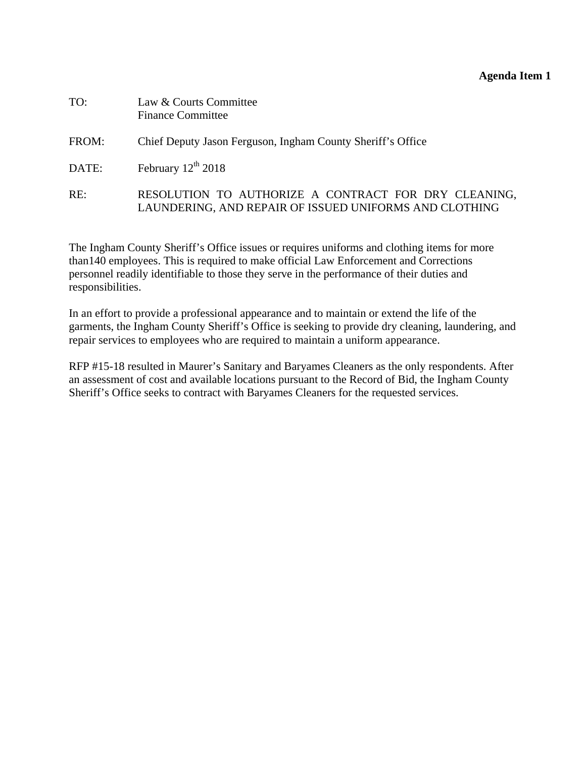**Agenda Item 1**

TO: Law & Courts Committee
Finance Committee

FROM: Chief Deputy Jason Ferguson, Ingham County Sheriff's Office

DATE: February 12th 2018

RE: RESOLUTION TO AUTHORIZE A CONTRACT FOR DRY CLEANING, LAUNDERING, AND REPAIR OF ISSUED UNIFORMS AND CLOTHING

The Ingham County Sheriff's Office issues or requires uniforms and clothing items for more than140 employees. This is required to make official Law Enforcement and Corrections personnel readily identifiable to those they serve in the performance of their duties and responsibilities.

In an effort to provide a professional appearance and to maintain or extend the life of the garments, the Ingham County Sheriff's Office is seeking to provide dry cleaning, laundering, and repair services to employees who are required to maintain a uniform appearance.

RFP #15-18 resulted in Maurer's Sanitary and Baryames Cleaners as the only respondents. After an assessment of cost and available locations pursuant to the Record of Bid, the Ingham County Sheriff's Office seeks to contract with Baryames Cleaners for the requested services.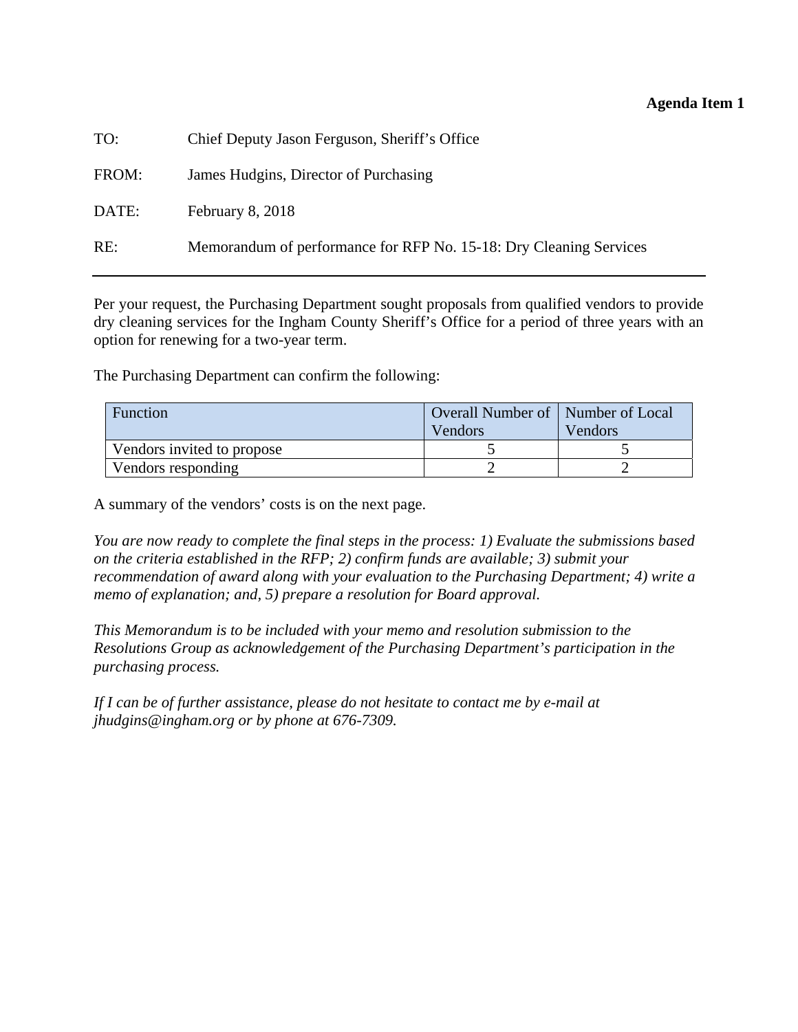**Agenda Item 1**

TO: Chief Deputy Jason Ferguson, Sheriff's Office

FROM: James Hudgins, Director of Purchasing

DATE: February 8, 2018

RE: Memorandum of performance for RFP No. 15-18: Dry Cleaning Services

---

Per your request, the Purchasing Department sought proposals from qualified vendors to provide dry cleaning services for the Ingham County Sheriff's Office for a period of three years with an option for renewing for a two-year term.

The Purchasing Department can confirm the following:

| Function | Overall Number of Vendors | Number of Local Vendors |
|---|---|---|
| Vendors invited to propose | 5 | 5 |
| Vendors responding | 2 | 2 |

A summary of the vendors' costs is on the next page.

*You are now ready to complete the final steps in the process: 1) Evaluate the submissions based on the criteria established in the RFP; 2) confirm funds are available; 3) submit your recommendation of award along with your evaluation to the Purchasing Department; 4) write a memo of explanation; and, 5) prepare a resolution for Board approval.*

*This Memorandum is to be included with your memo and resolution submission to the Resolutions Group as acknowledgement of the Purchasing Department's participation in the purchasing process.*

*If I can be of further assistance, please do not hesitate to contact me by e-mail at jhudgins@ingham.org or by phone at 676-7309.*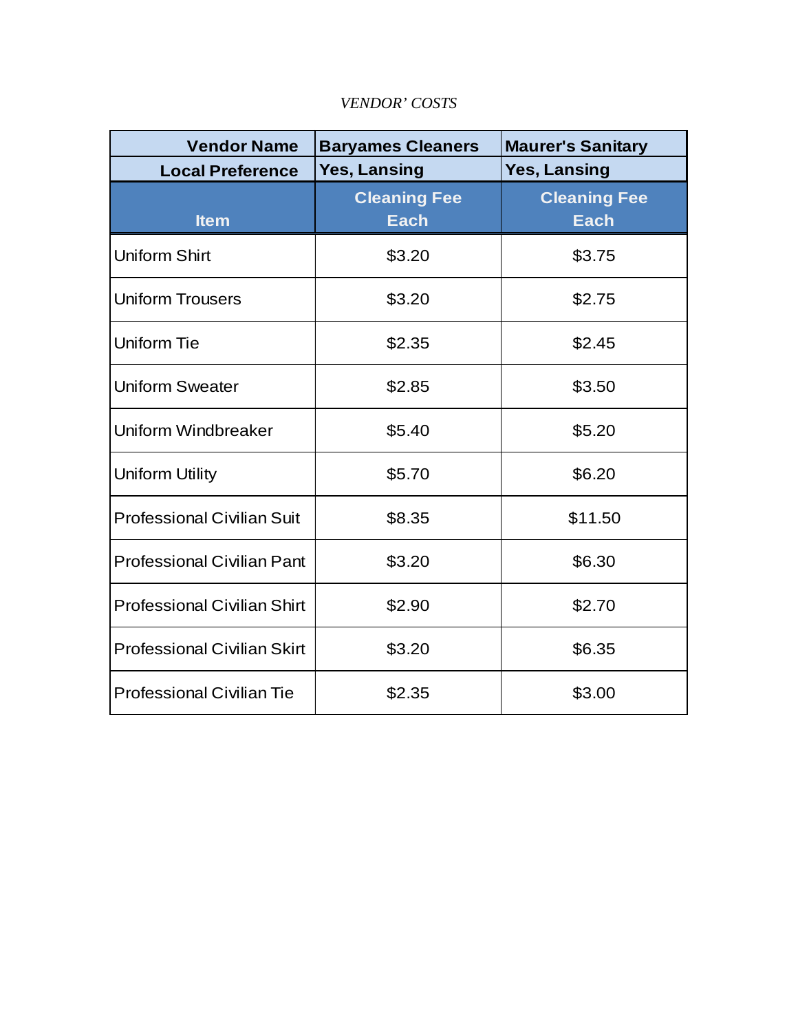*VENDOR' COSTS*

| Vendor Name | Baryames Cleaners | Maurer's Sanitary |
|---|---|---|
| Local Preference | Yes, Lansing | Yes, Lansing |
| Item | Cleaning Fee Each | Cleaning Fee Each |
| Uniform Shirt | $3.20 | $3.75 |
| Uniform Trousers | $3.20 | $2.75 |
| Uniform Tie | $2.35 | $2.45 |
| Uniform Sweater | $2.85 | $3.50 |
| Uniform Windbreaker | $5.40 | $5.20 |
| Uniform Utility | $5.70 | $6.20 |
| Professional Civilian Suit | $8.35 | $11.50 |
| Professional Civilian Pant | $3.20 | $6.30 |
| Professional Civilian Shirt | $2.90 | $2.70 |
| Professional Civilian Skirt | $3.20 | $6.35 |
| Professional Civilian Tie | $2.35 | $3.00 |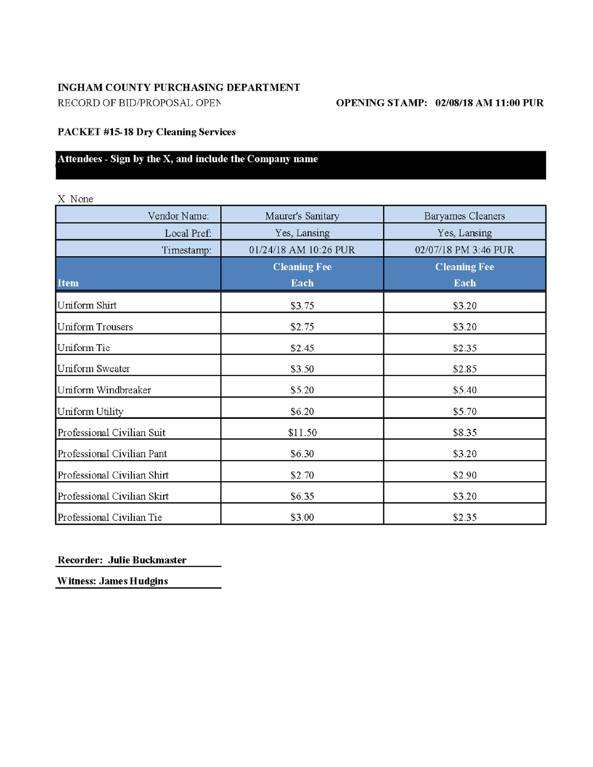**INGHAM COUNTY PURCHASING DEPARTMENT**

RECORD OF BID/PROPOSAL OPEN

**OPENING STAMP: 02/08/18 AM 11:00 PUR**

**PACKET #15-18 Dry Cleaning Services**

**Attendees - Sign by the X, and include the Company name**

X None

| Vendor Name: | Maurer's Sanitary | Baryames Cleaners |
|---|---|---|
| Local Pref: | Yes, Lansing | Yes, Lansing |
| Timestamp: | 01/24/18 AM 10:26 PUR | 02/07/18 PM 3:46 PUR |
| **Item** | **Cleaning Fee Each** | **Cleaning Fee Each** |
| Uniform Shirt | $3.75 | $3.20 |
| Uniform Trousers | $2.75 | $3.20 |
| Uniform Tie | $2.45 | $2.35 |
| Uniform Sweater | $3.50 | $2.85 |
| Uniform Windbreaker | $5.20 | $5.40 |
| Uniform Utility | $6.20 | $5.70 |
| Professional Civilian Suit | $11.50 | $8.35 |
| Professional Civilian Pant | $6.30 | $3.20 |
| Professional Civilian Shirt | $2.70 | $2.90 |
| Professional Civilian Skirt | $6.35 | $3.20 |
| Professional Civilian Tie | $3.00 | $2.35 |

**Recorder: Julie Buckmaster**

**Witness: James Hudgins**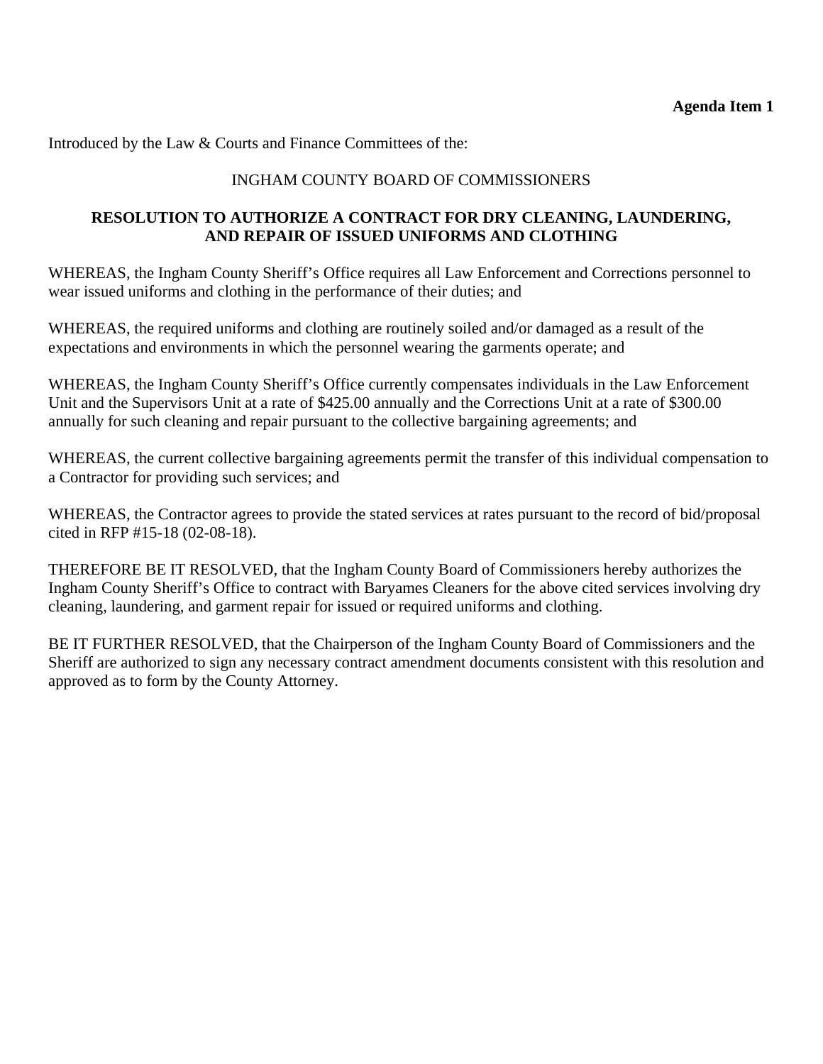**Agenda Item 1**

Introduced by the Law & Courts and Finance Committees of the:

INGHAM COUNTY BOARD OF COMMISSIONERS

**RESOLUTION TO AUTHORIZE A CONTRACT FOR DRY CLEANING, LAUNDERING, AND REPAIR OF ISSUED UNIFORMS AND CLOTHING**

WHEREAS, the Ingham County Sheriff's Office requires all Law Enforcement and Corrections personnel to wear issued uniforms and clothing in the performance of their duties; and

WHEREAS, the required uniforms and clothing are routinely soiled and/or damaged as a result of the expectations and environments in which the personnel wearing the garments operate; and

WHEREAS, the Ingham County Sheriff's Office currently compensates individuals in the Law Enforcement Unit and the Supervisors Unit at a rate of $425.00 annually and the Corrections Unit at a rate of $300.00 annually for such cleaning and repair pursuant to the collective bargaining agreements; and

WHEREAS, the current collective bargaining agreements permit the transfer of this individual compensation to a Contractor for providing such services; and

WHEREAS, the Contractor agrees to provide the stated services at rates pursuant to the record of bid/proposal cited in RFP #15-18 (02-08-18).

THEREFORE BE IT RESOLVED, that the Ingham County Board of Commissioners hereby authorizes the Ingham County Sheriff's Office to contract with Baryames Cleaners for the above cited services involving dry cleaning, laundering, and garment repair for issued or required uniforms and clothing.

BE IT FURTHER RESOLVED, that the Chairperson of the Ingham County Board of Commissioners and the Sheriff are authorized to sign any necessary contract amendment documents consistent with this resolution and approved as to form by the County Attorney.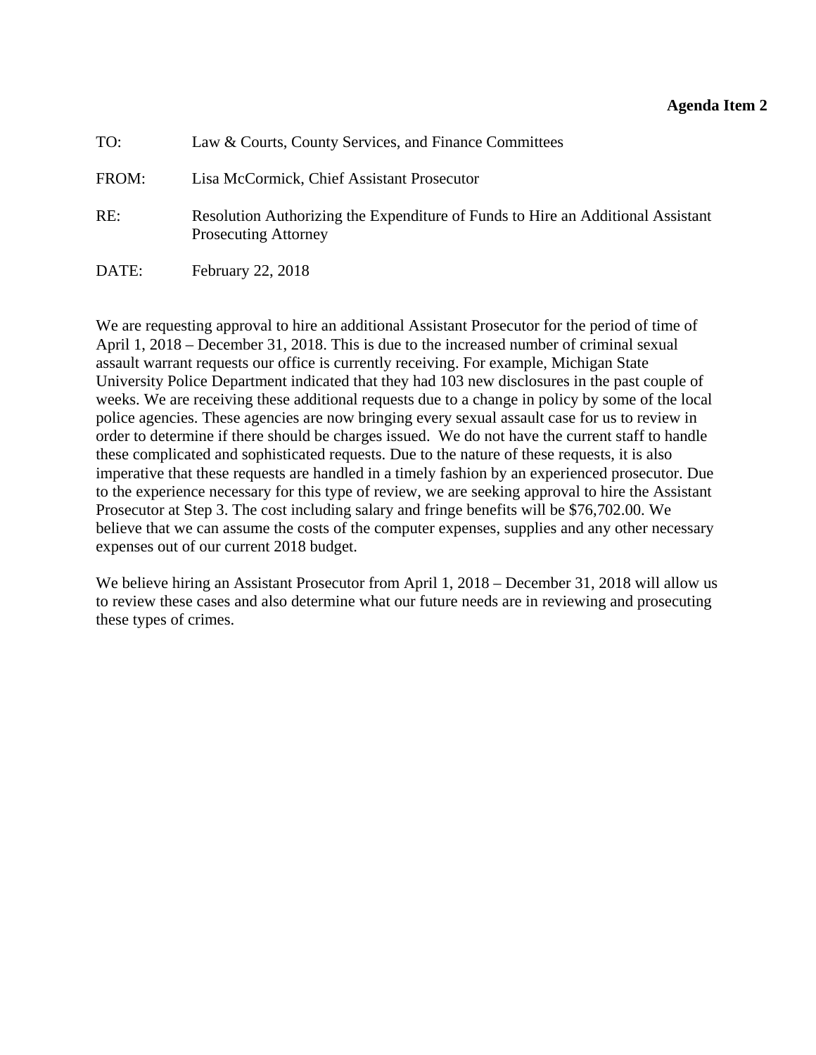**Agenda Item 2**

TO: Law & Courts, County Services, and Finance Committees

FROM: Lisa McCormick, Chief Assistant Prosecutor

RE: Resolution Authorizing the Expenditure of Funds to Hire an Additional Assistant Prosecuting Attorney

DATE: February 22, 2018

We are requesting approval to hire an additional Assistant Prosecutor for the period of time of April 1, 2018 – December 31, 2018. This is due to the increased number of criminal sexual assault warrant requests our office is currently receiving. For example, Michigan State University Police Department indicated that they had 103 new disclosures in the past couple of weeks. We are receiving these additional requests due to a change in policy by some of the local police agencies. These agencies are now bringing every sexual assault case for us to review in order to determine if there should be charges issued. We do not have the current staff to handle these complicated and sophisticated requests. Due to the nature of these requests, it is also imperative that these requests are handled in a timely fashion by an experienced prosecutor. Due to the experience necessary for this type of review, we are seeking approval to hire the Assistant Prosecutor at Step 3. The cost including salary and fringe benefits will be $76,702.00. We believe that we can assume the costs of the computer expenses, supplies and any other necessary expenses out of our current 2018 budget.

We believe hiring an Assistant Prosecutor from April 1, 2018 – December 31, 2018 will allow us to review these cases and also determine what our future needs are in reviewing and prosecuting these types of crimes.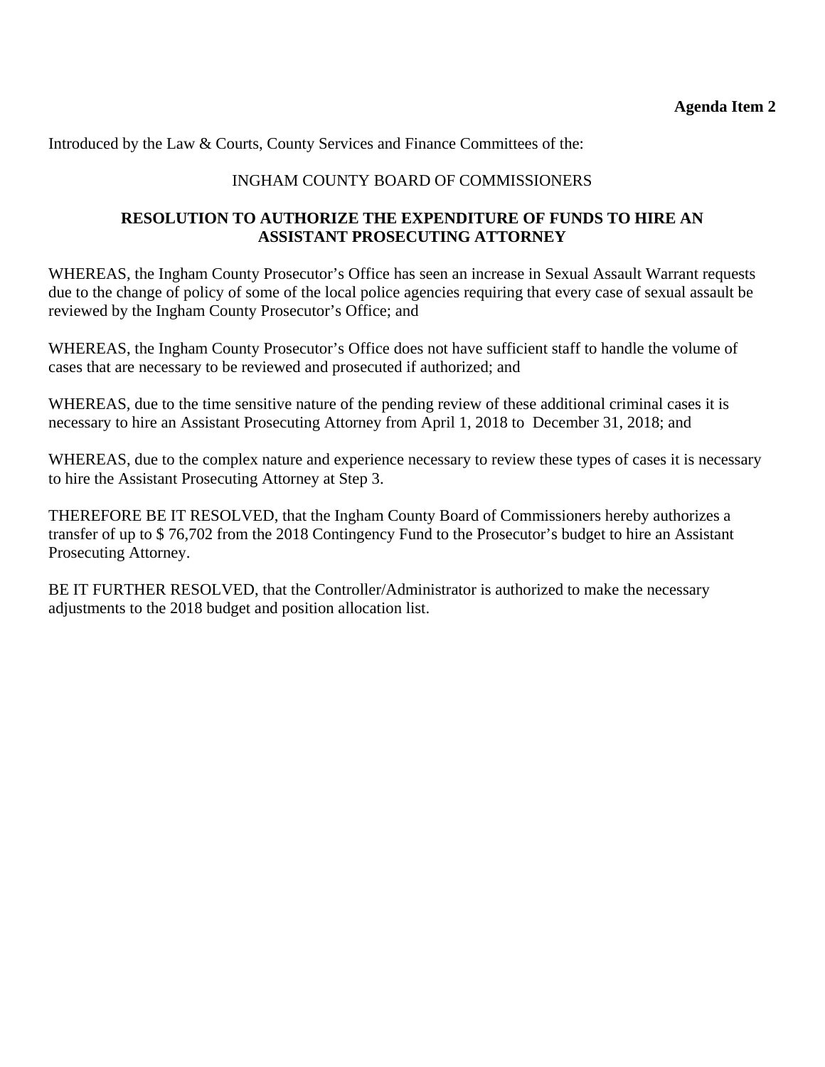**Agenda Item 2**

Introduced by the Law & Courts, County Services and Finance Committees of the:

INGHAM COUNTY BOARD OF COMMISSIONERS

**RESOLUTION TO AUTHORIZE THE EXPENDITURE OF FUNDS TO HIRE AN ASSISTANT PROSECUTING ATTORNEY**

WHEREAS, the Ingham County Prosecutor's Office has seen an increase in Sexual Assault Warrant requests due to the change of policy of some of the local police agencies requiring that every case of sexual assault be reviewed by the Ingham County Prosecutor's Office; and

WHEREAS, the Ingham County Prosecutor's Office does not have sufficient staff to handle the volume of cases that are necessary to be reviewed and prosecuted if authorized; and

WHEREAS, due to the time sensitive nature of the pending review of these additional criminal cases it is necessary to hire an Assistant Prosecuting Attorney from April 1, 2018 to December 31, 2018; and

WHEREAS, due to the complex nature and experience necessary to review these types of cases it is necessary to hire the Assistant Prosecuting Attorney at Step 3.

THEREFORE BE IT RESOLVED, that the Ingham County Board of Commissioners hereby authorizes a transfer of up to $ 76,702 from the 2018 Contingency Fund to the Prosecutor's budget to hire an Assistant Prosecuting Attorney.

BE IT FURTHER RESOLVED, that the Controller/Administrator is authorized to make the necessary adjustments to the 2018 budget and position allocation list.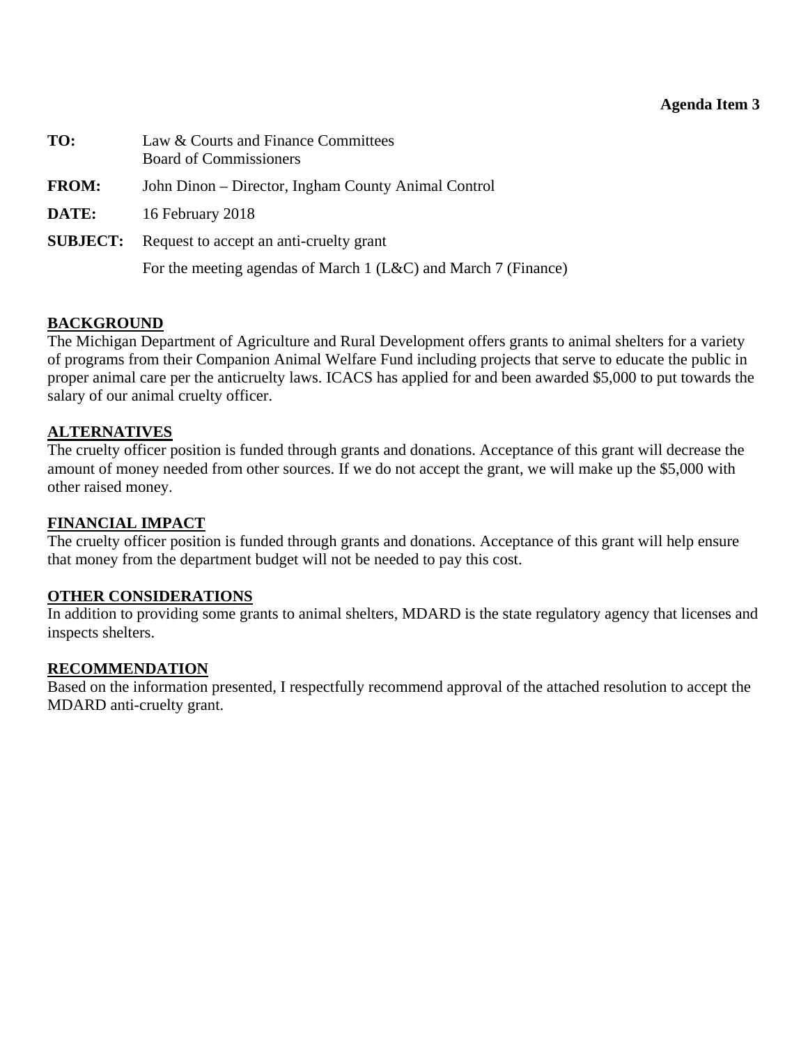**Agenda Item 3**

**TO:** Law & Courts and Finance Committees
Board of Commissioners

**FROM:** John Dinon – Director, Ingham County Animal Control

**DATE:** 16 February 2018

**SUBJECT:** Request to accept an anti-cruelty grant

For the meeting agendas of March 1 (L&C) and March 7 (Finance)

**BACKGROUND**

The Michigan Department of Agriculture and Rural Development offers grants to animal shelters for a variety of programs from their Companion Animal Welfare Fund including projects that serve to educate the public in proper animal care per the anticruelty laws. ICACS has applied for and been awarded $5,000 to put towards the salary of our animal cruelty officer.

**ALTERNATIVES**

The cruelty officer position is funded through grants and donations. Acceptance of this grant will decrease the amount of money needed from other sources. If we do not accept the grant, we will make up the $5,000 with other raised money.

**FINANCIAL IMPACT**

The cruelty officer position is funded through grants and donations. Acceptance of this grant will help ensure that money from the department budget will not be needed to pay this cost.

**OTHER CONSIDERATIONS**

In addition to providing some grants to animal shelters, MDARD is the state regulatory agency that licenses and inspects shelters.

**RECOMMENDATION**

Based on the information presented, I respectfully recommend approval of the attached resolution to accept the MDARD anti-cruelty grant.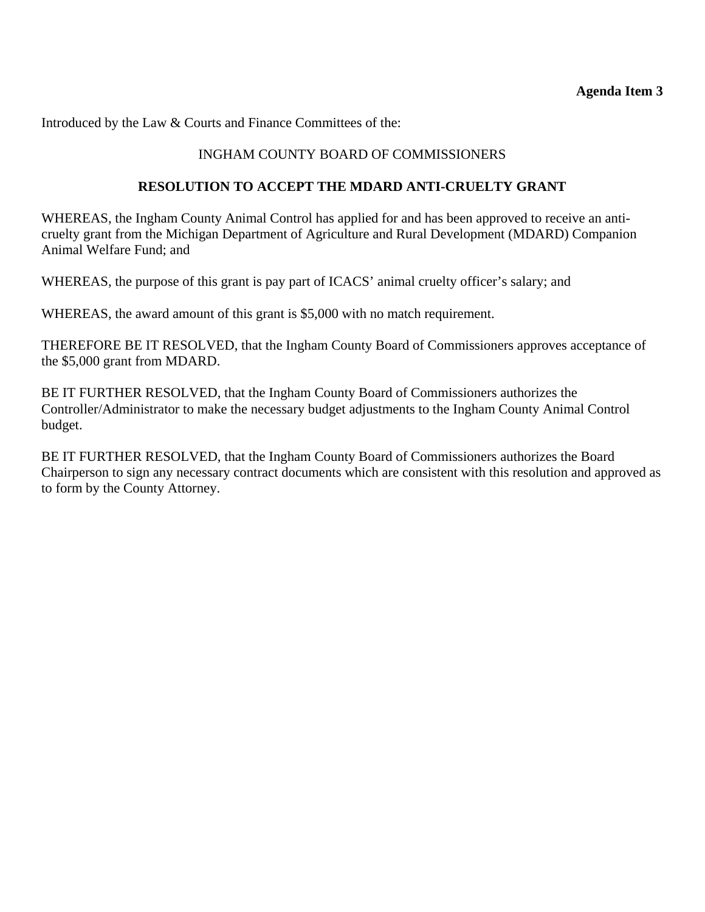**Agenda Item 3**

Introduced by the Law & Courts and Finance Committees of the:

INGHAM COUNTY BOARD OF COMMISSIONERS

**RESOLUTION TO ACCEPT THE MDARD ANTI-CRUELTY GRANT**

WHEREAS, the Ingham County Animal Control has applied for and has been approved to receive an anti-cruelty grant from the Michigan Department of Agriculture and Rural Development (MDARD) Companion Animal Welfare Fund; and

WHEREAS, the purpose of this grant is pay part of ICACS' animal cruelty officer's salary; and

WHEREAS, the award amount of this grant is $5,000 with no match requirement.

THEREFORE BE IT RESOLVED, that the Ingham County Board of Commissioners approves acceptance of the $5,000 grant from MDARD.

BE IT FURTHER RESOLVED, that the Ingham County Board of Commissioners authorizes the Controller/Administrator to make the necessary budget adjustments to the Ingham County Animal Control budget.

BE IT FURTHER RESOLVED, that the Ingham County Board of Commissioners authorizes the Board Chairperson to sign any necessary contract documents which are consistent with this resolution and approved as to form by the County Attorney.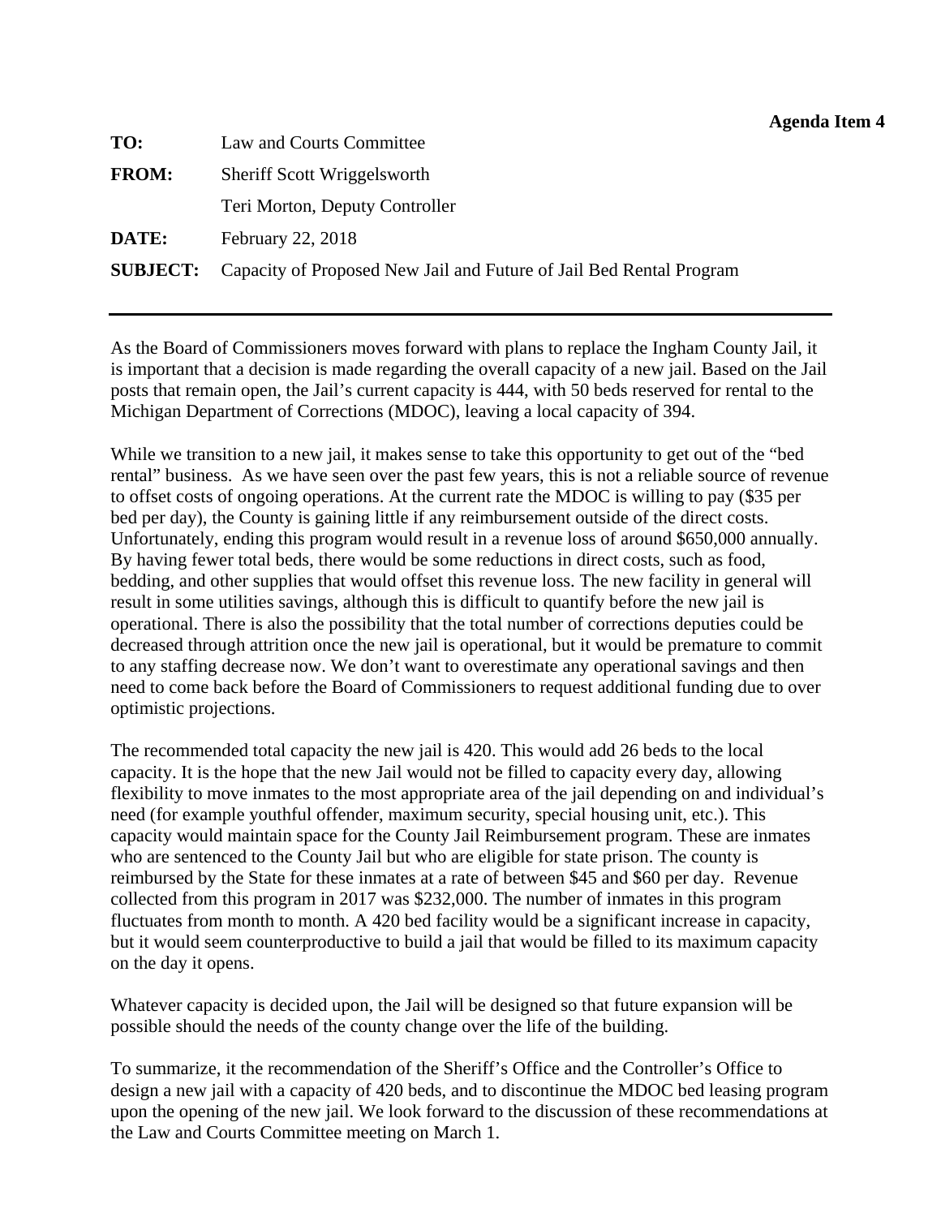**Agenda Item 4**

| | |
|---|---|
| **TO:** | Law and Courts Committee |
| **FROM:** | Sheriff Scott Wriggelsworth |
| | Teri Morton, Deputy Controller |
| **DATE:** | February 22, 2018 |
| **SUBJECT:** | Capacity of Proposed New Jail and Future of Jail Bed Rental Program |

---

As the Board of Commissioners moves forward with plans to replace the Ingham County Jail, it is important that a decision is made regarding the overall capacity of a new jail. Based on the Jail posts that remain open, the Jail's current capacity is 444, with 50 beds reserved for rental to the Michigan Department of Corrections (MDOC), leaving a local capacity of 394.

While we transition to a new jail, it makes sense to take this opportunity to get out of the "bed rental" business. As we have seen over the past few years, this is not a reliable source of revenue to offset costs of ongoing operations. At the current rate the MDOC is willing to pay ($35 per bed per day), the County is gaining little if any reimbursement outside of the direct costs. Unfortunately, ending this program would result in a revenue loss of around $650,000 annually. By having fewer total beds, there would be some reductions in direct costs, such as food, bedding, and other supplies that would offset this revenue loss. The new facility in general will result in some utilities savings, although this is difficult to quantify before the new jail is operational. There is also the possibility that the total number of corrections deputies could be decreased through attrition once the new jail is operational, but it would be premature to commit to any staffing decrease now. We don't want to overestimate any operational savings and then need to come back before the Board of Commissioners to request additional funding due to over optimistic projections.

The recommended total capacity the new jail is 420. This would add 26 beds to the local capacity. It is the hope that the new Jail would not be filled to capacity every day, allowing flexibility to move inmates to the most appropriate area of the jail depending on and individual's need (for example youthful offender, maximum security, special housing unit, etc.). This capacity would maintain space for the County Jail Reimbursement program. These are inmates who are sentenced to the County Jail but who are eligible for state prison. The county is reimbursed by the State for these inmates at a rate of between $45 and $60 per day. Revenue collected from this program in 2017 was $232,000. The number of inmates in this program fluctuates from month to month. A 420 bed facility would be a significant increase in capacity, but it would seem counterproductive to build a jail that would be filled to its maximum capacity on the day it opens.

Whatever capacity is decided upon, the Jail will be designed so that future expansion will be possible should the needs of the county change over the life of the building.

To summarize, it the recommendation of the Sheriff's Office and the Controller's Office to design a new jail with a capacity of 420 beds, and to discontinue the MDOC bed leasing program upon the opening of the new jail. We look forward to the discussion of these recommendations at the Law and Courts Committee meeting on March 1.